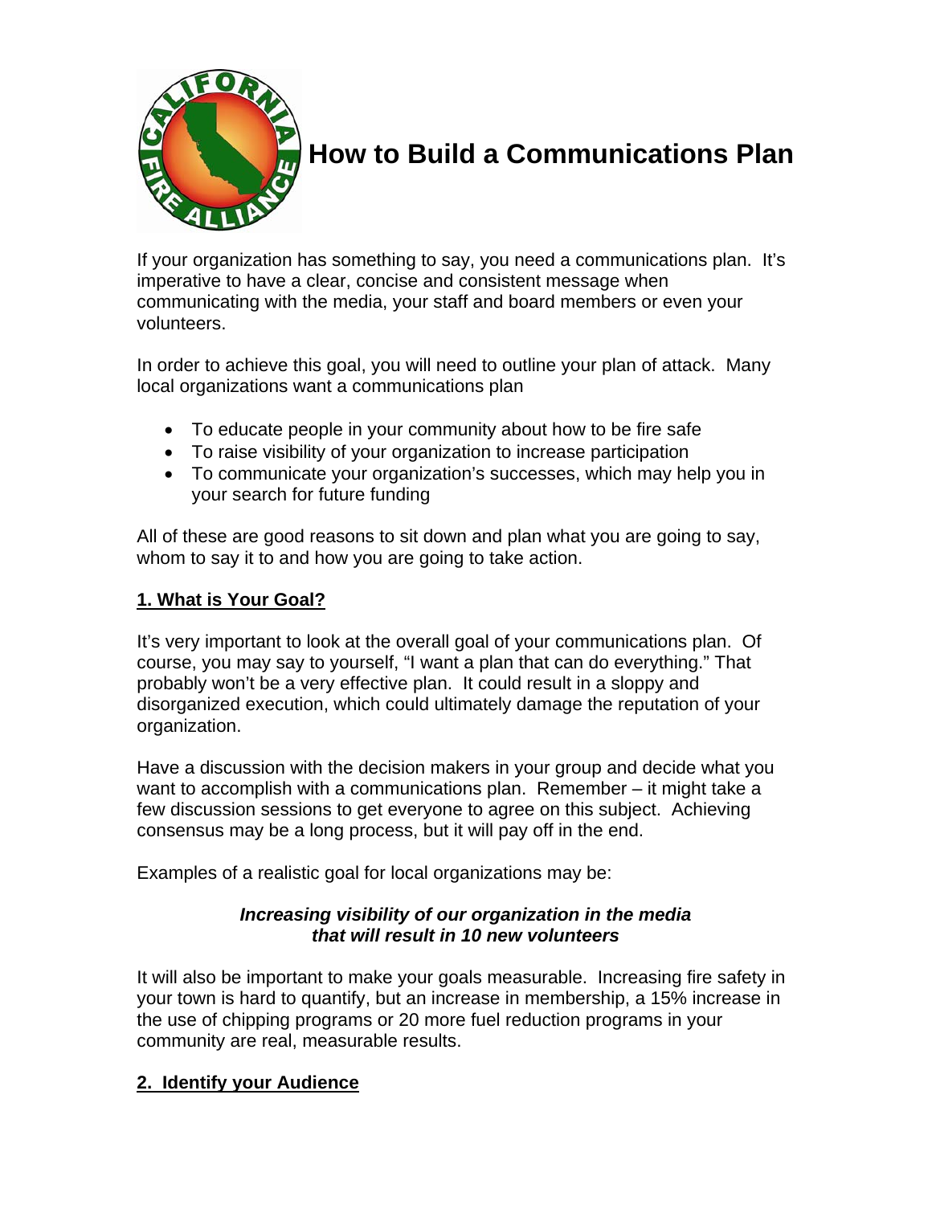# How to Build a Communications Plan

If your organization has something to say, you need a communications plan. It's imperative to have a clear, concise and consistent message when communicating with the media, your staff and board members or even your volunteers.

In order to achieve this goal, you will need to outline your plan of attack. Many local organizations want a communications plan

- To educate people in your community about how to be fire safe
- To raise visibility of your organization to increase participation
- To communicate your organization's successes, which may help you in your search for future funding

All of these are good reasons to sit down and plan what you are going to say, whom to say it to and how you are going to take action.

## 1. What is Your Goal?

It's very important to look at the overall goal of your communications plan. Of course, you may say to yourself, "I want a plan that can do everything." That probably won't be a very effective plan. It could result in a sloppy and disorganized execution, which could ultimately damage the reputation of your organization.

Have a discussion with the decision makers in your group and decide what you want to accomplish with a communications plan. Remember – it might take a few discussion sessions to get everyone to agree on this subject. Achieving consensus may be a long process, but it will pay off in the end.

Examples of a realistic goal for local organizations may be:

***Increasing visibility of our organization in the media that will result in 10 new volunteers***

It will also be important to make your goals measurable. Increasing fire safety in your town is hard to quantify, but an increase in membership, a 15% increase in the use of chipping programs or 20 more fuel reduction programs in your community are real, measurable results.

## 2. Identify your Audience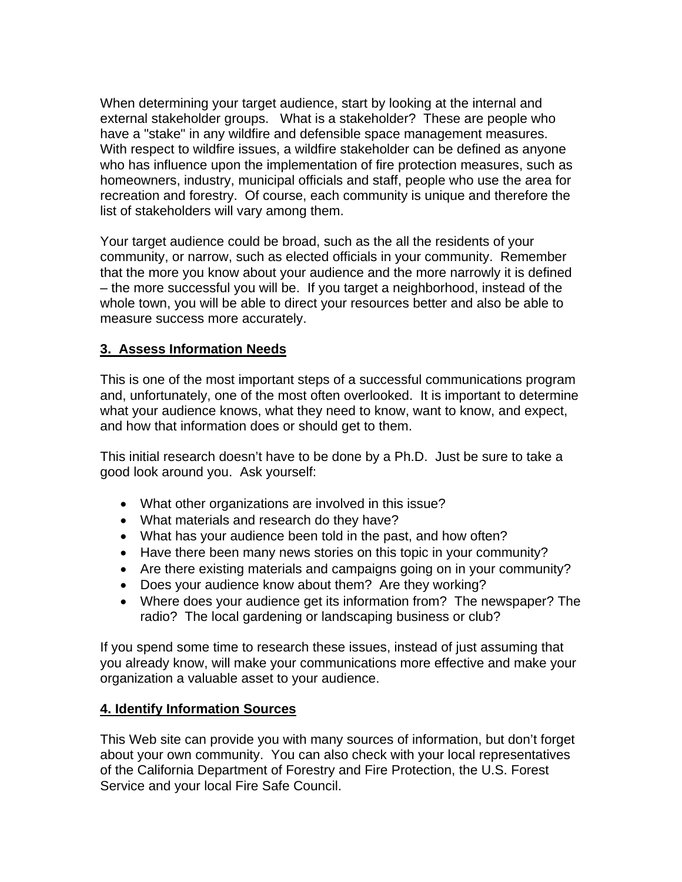When determining your target audience, start by looking at the internal and external stakeholder groups.  What is a stakeholder?  These are people who have a "stake" in any wildfire and defensible space management measures. With respect to wildfire issues, a wildfire stakeholder can be defined as anyone who has influence upon the implementation of fire protection measures, such as homeowners, industry, municipal officials and staff, people who use the area for recreation and forestry.  Of course, each community is unique and therefore the list of stakeholders will vary among them.

Your target audience could be broad, such as the all the residents of your community, or narrow, such as elected officials in your community.  Remember that the more you know about your audience and the more narrowly it is defined – the more successful you will be.  If you target a neighborhood, instead of the whole town, you will be able to direct your resources better and also be able to measure success more accurately.

## 3. Assess Information Needs

This is one of the most important steps of a successful communications program and, unfortunately, one of the most often overlooked.  It is important to determine what your audience knows, what they need to know, want to know, and expect, and how that information does or should get to them.

This initial research doesn't have to be done by a Ph.D.  Just be sure to take a good look around you.  Ask yourself:

- What other organizations are involved in this issue?
- What materials and research do they have?
- What has your audience been told in the past, and how often?
- Have there been many news stories on this topic in your community?
- Are there existing materials and campaigns going on in your community?
- Does your audience know about them?  Are they working?
- Where does your audience get its information from?  The newspaper? The radio?  The local gardening or landscaping business or club?

If you spend some time to research these issues, instead of just assuming that you already know, will make your communications more effective and make your organization a valuable asset to your audience.

## 4. Identify Information Sources

This Web site can provide you with many sources of information, but don't forget about your own community.  You can also check with your local representatives of the California Department of Forestry and Fire Protection, the U.S. Forest Service and your local Fire Safe Council.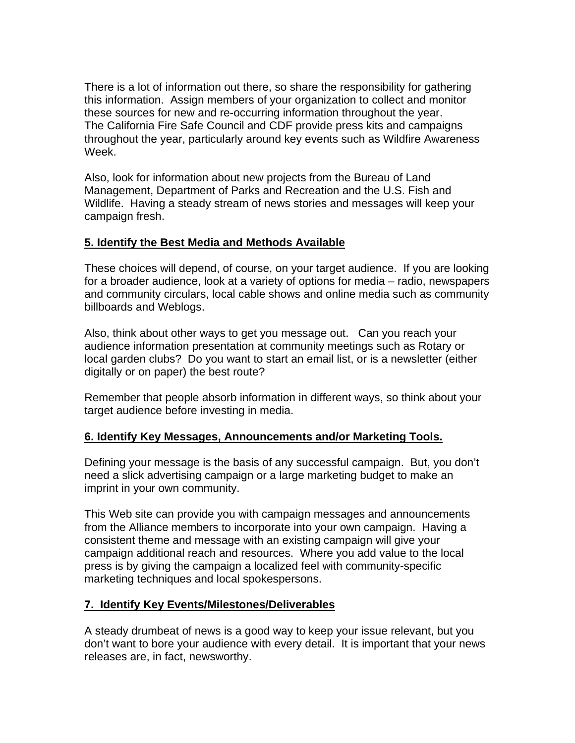There is a lot of information out there, so share the responsibility for gathering this information. Assign members of your organization to collect and monitor these sources for new and re-occurring information throughout the year. The California Fire Safe Council and CDF provide press kits and campaigns throughout the year, particularly around key events such as Wildfire Awareness Week.

Also, look for information about new projects from the Bureau of Land Management, Department of Parks and Recreation and the U.S. Fish and Wildlife. Having a steady stream of news stories and messages will keep your campaign fresh.

**5. Identify the Best Media and Methods Available**

These choices will depend, of course, on your target audience. If you are looking for a broader audience, look at a variety of options for media – radio, newspapers and community circulars, local cable shows and online media such as community billboards and Weblogs.

Also, think about other ways to get you message out. Can you reach your audience information presentation at community meetings such as Rotary or local garden clubs? Do you want to start an email list, or is a newsletter (either digitally or on paper) the best route?

Remember that people absorb information in different ways, so think about your target audience before investing in media.

**6. Identify Key Messages, Announcements and/or Marketing Tools.**

Defining your message is the basis of any successful campaign. But, you don't need a slick advertising campaign or a large marketing budget to make an imprint in your own community.

This Web site can provide you with campaign messages and announcements from the Alliance members to incorporate into your own campaign. Having a consistent theme and message with an existing campaign will give your campaign additional reach and resources. Where you add value to the local press is by giving the campaign a localized feel with community-specific marketing techniques and local spokespersons.

**7. Identify Key Events/Milestones/Deliverables**

A steady drumbeat of news is a good way to keep your issue relevant, but you don't want to bore your audience with every detail. It is important that your news releases are, in fact, newsworthy.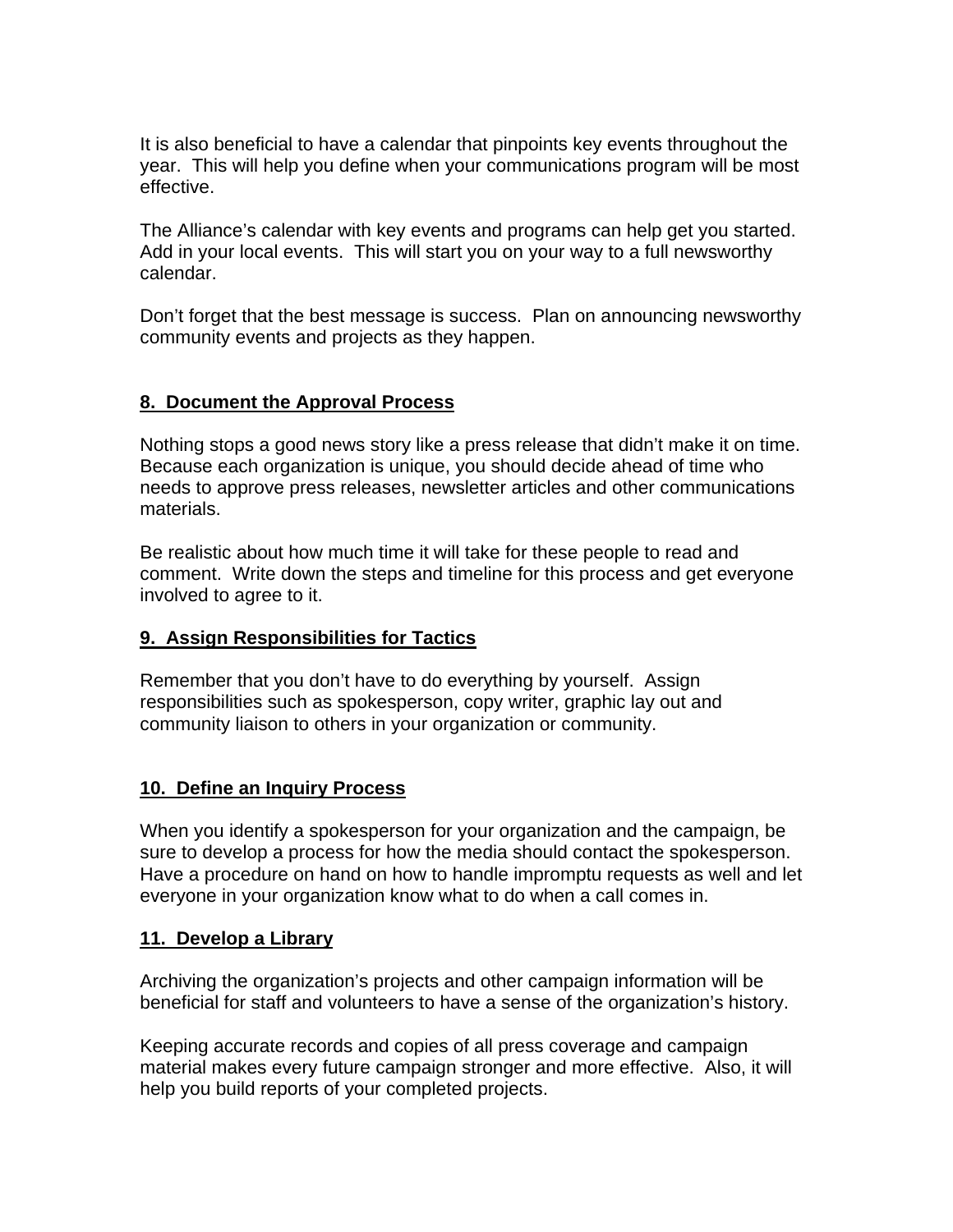It is also beneficial to have a calendar that pinpoints key events throughout the year. This will help you define when your communications program will be most effective.

The Alliance's calendar with key events and programs can help get you started. Add in your local events. This will start you on your way to a full newsworthy calendar.

Don't forget that the best message is success. Plan on announcing newsworthy community events and projects as they happen.

## 8. Document the Approval Process

Nothing stops a good news story like a press release that didn't make it on time. Because each organization is unique, you should decide ahead of time who needs to approve press releases, newsletter articles and other communications materials.

Be realistic about how much time it will take for these people to read and comment. Write down the steps and timeline for this process and get everyone involved to agree to it.

## 9. Assign Responsibilities for Tactics

Remember that you don't have to do everything by yourself. Assign responsibilities such as spokesperson, copy writer, graphic lay out and community liaison to others in your organization or community.

## 10. Define an Inquiry Process

When you identify a spokesperson for your organization and the campaign, be sure to develop a process for how the media should contact the spokesperson. Have a procedure on hand on how to handle impromptu requests as well and let everyone in your organization know what to do when a call comes in.

## 11. Develop a Library

Archiving the organization's projects and other campaign information will be beneficial for staff and volunteers to have a sense of the organization's history.

Keeping accurate records and copies of all press coverage and campaign material makes every future campaign stronger and more effective. Also, it will help you build reports of your completed projects.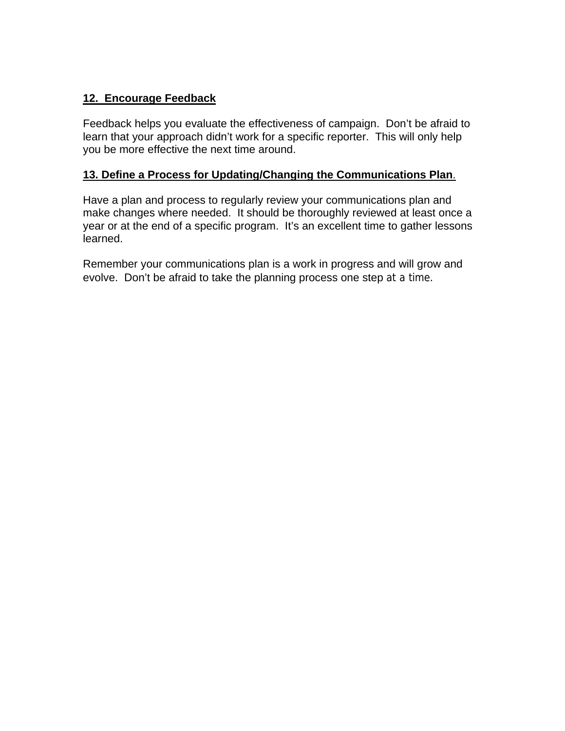**12. Encourage Feedback**

Feedback helps you evaluate the effectiveness of campaign. Don't be afraid to learn that your approach didn't work for a specific reporter. This will only help you be more effective the next time around.

**13. Define a Process for Updating/Changing the Communications Plan**.

Have a plan and process to regularly review your communications plan and make changes where needed. It should be thoroughly reviewed at least once a year or at the end of a specific program. It's an excellent time to gather lessons learned.

Remember your communications plan is a work in progress and will grow and evolve. Don't be afraid to take the planning process one step at a time.